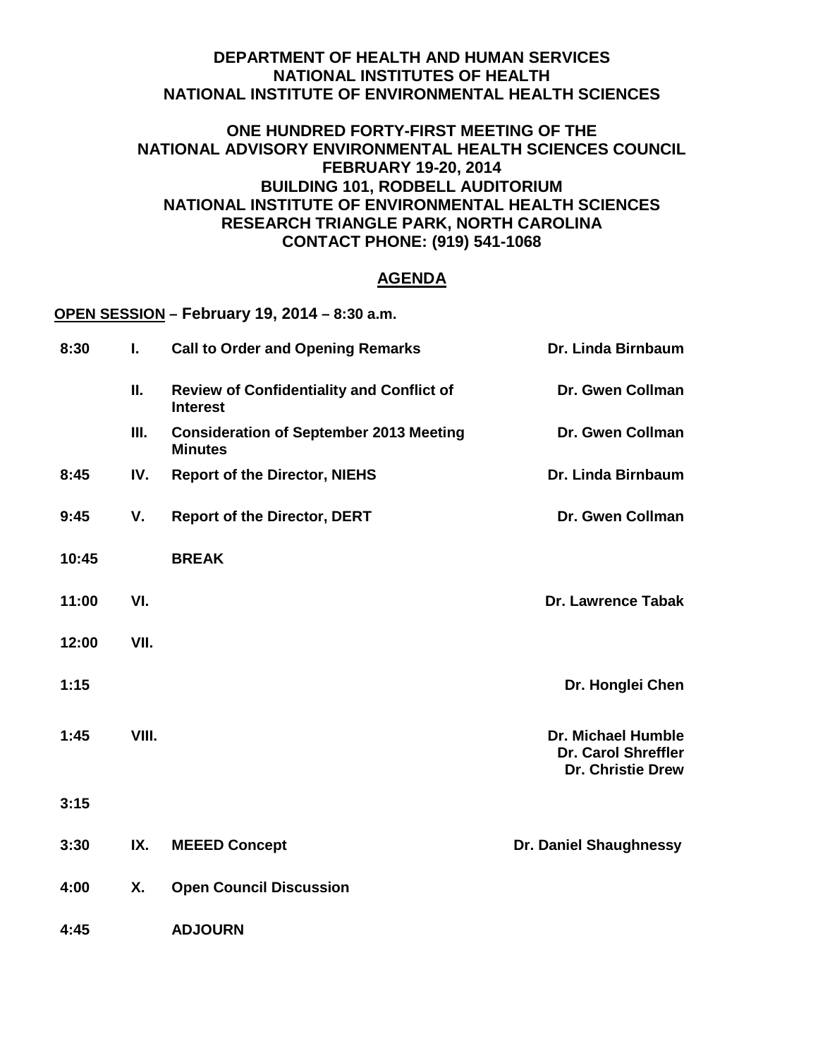**DEPARTMENT OF HEALTH AND HUMAN SERVICES**
**NATIONAL INSTITUTES OF HEALTH**
**NATIONAL INSTITUTE OF ENVIRONMENTAL HEALTH SCIENCES**

**ONE HUNDRED FORTY-FIRST MEETING OF THE**
**NATIONAL ADVISORY ENVIRONMENTAL HEALTH SCIENCES COUNCIL**
**FEBRUARY 19-20, 2014**
**BUILDING 101, RODBELL AUDITORIUM**
**NATIONAL INSTITUTE OF ENVIRONMENTAL HEALTH SCIENCES**
**RESEARCH TRIANGLE PARK, NORTH CAROLINA**
**CONTACT PHONE: (919) 541-1068**

## AGENDA

**OPEN SESSION – February 19, 2014 – 8:30 a.m.**

| Time | Item | Topic | Presenter |
|---|---|---|---|
| 8:30 | I. | Call to Order and Opening Remarks | Dr. Linda Birnbaum |
| | II. | Review of Confidentiality and Conflict of Interest | Dr. Gwen Collman |
| | III. | Consideration of September 2013 Meeting Minutes | Dr. Gwen Collman |
| 8:45 | IV. | Report of the Director, NIEHS | Dr. Linda Birnbaum |
| 9:45 | V. | Report of the Director, DERT | Dr. Gwen Collman |
| 10:45 | | BREAK | |
| 11:00 | VI. | | Dr. Lawrence Tabak |
| 12:00 | VII. | | |
| 1:15 | | | Dr. Honglei Chen |
| 1:45 | VIII. | | Dr. Michael Humble<br>Dr. Carol Shreffler<br>Dr. Christie Drew |
| 3:15 | | | |
| 3:30 | IX. | MEEED Concept | Dr. Daniel Shaughnessy |
| 4:00 | X. | Open Council Discussion | |
| 4:45 | | ADJOURN | |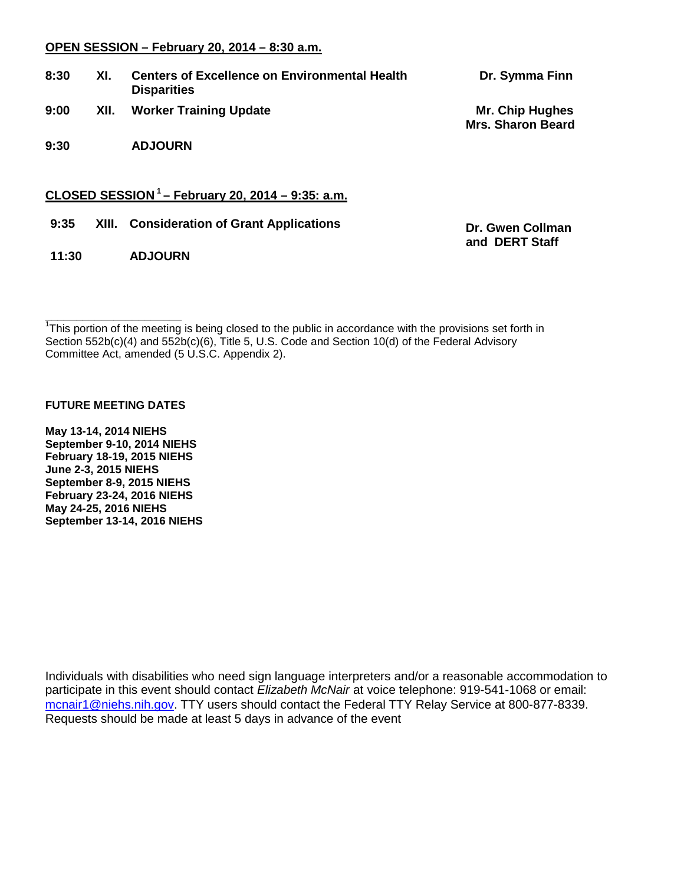**OPEN SESSION – February 20, 2014 – 8:30 a.m.**

| | | | |
|---|---|---|---|
| **8:30** | **XI.** | **Centers of Excellence on Environmental Health Disparities** | **Dr. Symma Finn** |
| **9:00** | **XII.** | **Worker Training Update** | **Mr. Chip Hughes Mrs. Sharon Beard** |
| **9:30** | | **ADJOURN** | |

**CLOSED SESSION[1] – February 20, 2014 – 9:35: a.m.**

| | | | |
|---|---|---|---|
| **9:35** | **XIII.** | **Consideration of Grant Applications** | **Dr. Gwen Collman and DERT Staff** |
| **11:30** | | **ADJOURN** | |

[1]This portion of the meeting is being closed to the public in accordance with the provisions set forth in Section 552b(c)(4) and 552b(c)(6), Title 5, U.S. Code and Section 10(d) of the Federal Advisory Committee Act, amended (5 U.S.C. Appendix 2).

**FUTURE MEETING DATES**

**May 13-14, 2014 NIEHS**
**September 9-10, 2014 NIEHS**
**February 18-19, 2015 NIEHS**
**June 2-3, 2015 NIEHS**
**September 8-9, 2015 NIEHS**
**February 23-24, 2016 NIEHS**
**May 24-25, 2016 NIEHS**
**September 13-14, 2016 NIEHS**

Individuals with disabilities who need sign language interpreters and/or a reasonable accommodation to participate in this event should contact *Elizabeth McNair* at voice telephone: 919-541-1068 or email: mcnair1@niehs.nih.gov. TTY users should contact the Federal TTY Relay Service at 800-877-8339. Requests should be made at least 5 days in advance of the event